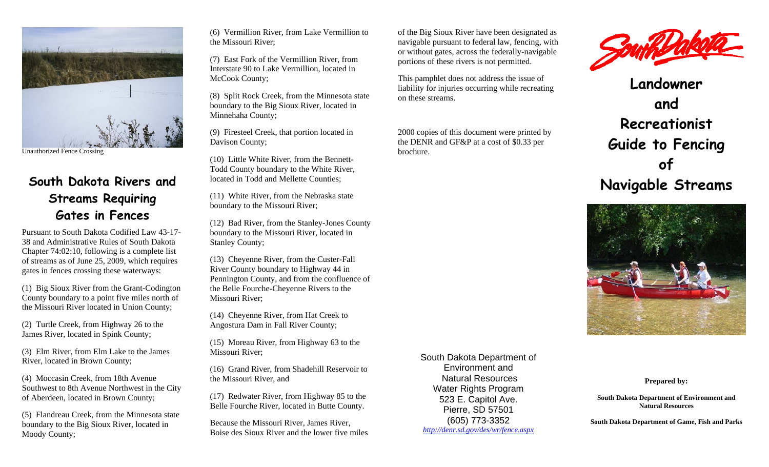Unauthorized Fence Crossing

## South Dakota Rivers and Streams Requiring Gates in Fences

Pursuant to South Dakota Codified Law 43-17-38 and Administrative Rules of South Dakota Chapter 74:02:10, following is a complete list of streams as of June 25, 2009, which requires gates in fences crossing these waterways:

(1) Big Sioux River from the Grant-Codington County boundary to a point five miles north of the Missouri River located in Union County;

(2) Turtle Creek, from Highway 26 to the James River, located in Spink County;

(3) Elm River, from Elm Lake to the James River, located in Brown County;

(4) Moccasin Creek, from 18th Avenue Southwest to 8th Avenue Northwest in the City of Aberdeen, located in Brown County;

(5) Flandreau Creek, from the Minnesota state boundary to the Big Sioux River, located in Moody County;

(6) Vermillion River, from Lake Vermillion to the Missouri River;

(7) East Fork of the Vermillion River, from Interstate 90 to Lake Vermillion, located in McCook County;

(8) Split Rock Creek, from the Minnesota state boundary to the Big Sioux River, located in Minnehaha County;

(9) Firesteel Creek, that portion located in Davison County;

(10) Little White River, from the Bennett-Todd County boundary to the White River, located in Todd and Mellette Counties;

(11) White River, from the Nebraska state boundary to the Missouri River;

(12) Bad River, from the Stanley-Jones County boundary to the Missouri River, located in Stanley County;

(13) Cheyenne River, from the Custer-Fall River County boundary to Highway 44 in Pennington County, and from the confluence of the Belle Fourche-Cheyenne Rivers to the Missouri River;

(14) Cheyenne River, from Hat Creek to Angostura Dam in Fall River County;

(15) Moreau River, from Highway 63 to the Missouri River;

(16) Grand River, from Shadehill Reservoir to the Missouri River, and

(17) Redwater River, from Highway 85 to the Belle Fourche River, located in Butte County.

Because the Missouri River, James River, Boise des Sioux River and the lower five miles of the Big Sioux River have been designated as navigable pursuant to federal law, fencing, with or without gates, across the federally-navigable portions of these rivers is not permitted.

This pamphlet does not address the issue of liability for injuries occurring while recreating on these streams.

2000 copies of this document were printed by the DENR and GF&P at a cost of $0.33 per brochure.

South Dakota Department of Environment and Natural Resources
Water Rights Program
523 E. Capitol Ave.
Pierre, SD 57501
(605) 773-3352
*http://denr.sd.gov/des/wr/fence.aspx*

South Dakota

# Landowner and Recreationist Guide to Fencing of Navigable Streams

**Prepared by:**

**South Dakota Department of Environment and Natural Resources**

**South Dakota Department of Game, Fish and Parks**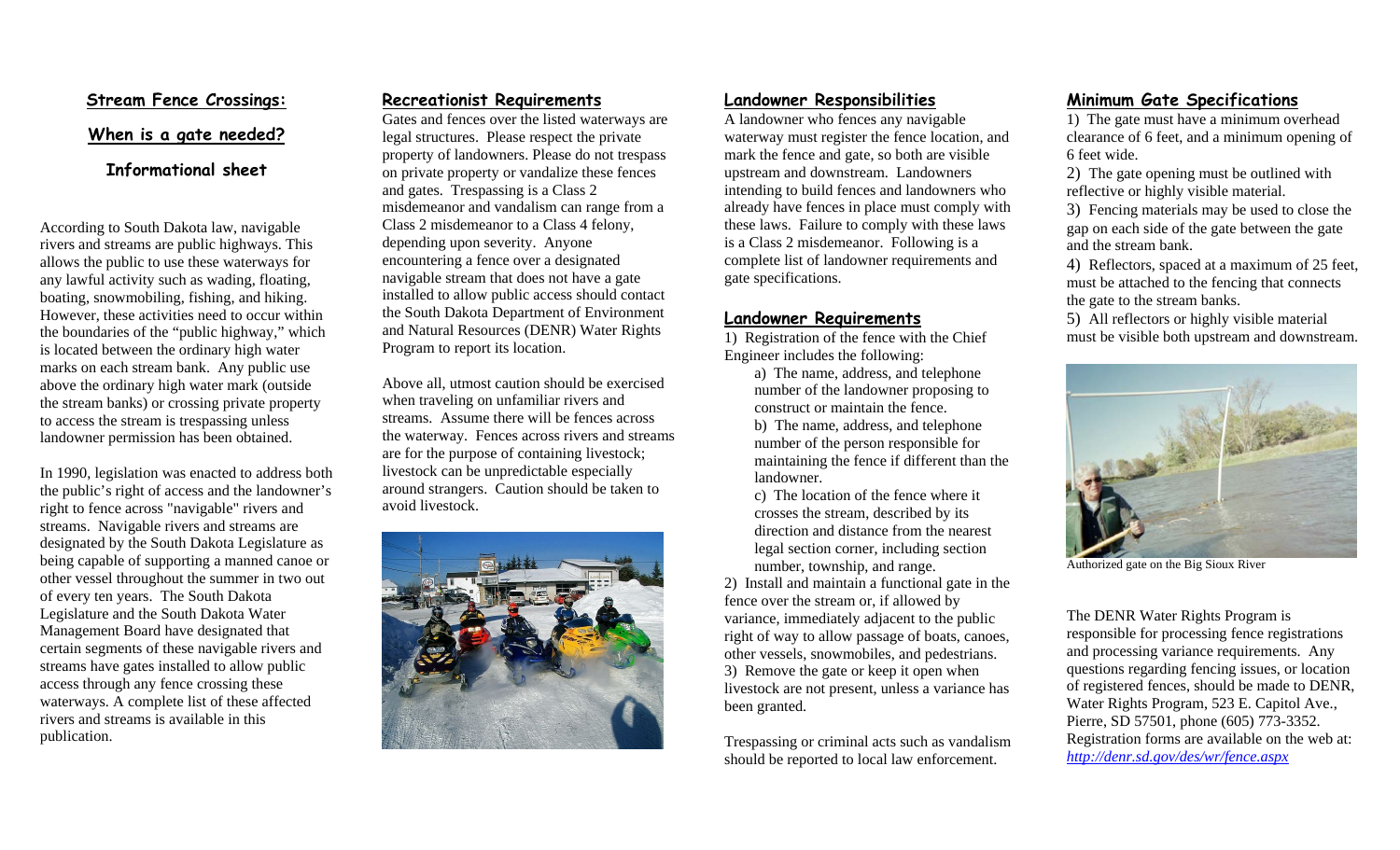## Stream Fence Crossings:

## When is a gate needed?

### Informational sheet

According to South Dakota law, navigable rivers and streams are public highways. This allows the public to use these waterways for any lawful activity such as wading, floating, boating, snowmobiling, fishing, and hiking. However, these activities need to occur within the boundaries of the "public highway," which is located between the ordinary high water marks on each stream bank. Any public use above the ordinary high water mark (outside the stream banks) or crossing private property to access the stream is trespassing unless landowner permission has been obtained.

In 1990, legislation was enacted to address both the public's right of access and the landowner's right to fence across "navigable" rivers and streams. Navigable rivers and streams are designated by the South Dakota Legislature as being capable of supporting a manned canoe or other vessel throughout the summer in two out of every ten years. The South Dakota Legislature and the South Dakota Water Management Board have designated that certain segments of these navigable rivers and streams have gates installed to allow public access through any fence crossing these waterways. A complete list of these affected rivers and streams is available in this publication.

## Recreationist Requirements

Gates and fences over the listed waterways are legal structures. Please respect the private property of landowners. Please do not trespass on private property or vandalize these fences and gates. Trespassing is a Class 2 misdemeanor and vandalism can range from a Class 2 misdemeanor to a Class 4 felony, depending upon severity. Anyone encountering a fence over a designated navigable stream that does not have a gate installed to allow public access should contact the South Dakota Department of Environment and Natural Resources (DENR) Water Rights Program to report its location.

Above all, utmost caution should be exercised when traveling on unfamiliar rivers and streams. Assume there will be fences across the waterway. Fences across rivers and streams are for the purpose of containing livestock; livestock can be unpredictable especially around strangers. Caution should be taken to avoid livestock.

## Landowner Responsibilities

A landowner who fences any navigable waterway must register the fence location, and mark the fence and gate, so both are visible upstream and downstream. Landowners intending to build fences and landowners who already have fences in place must comply with these laws. Failure to comply with these laws is a Class 2 misdemeanor. Following is a complete list of landowner requirements and gate specifications.

## Landowner Requirements

1) Registration of the fence with the Chief Engineer includes the following:

   a) The name, address, and telephone number of the landowner proposing to construct or maintain the fence.

   b) The name, address, and telephone number of the person responsible for maintaining the fence if different than the landowner.

   c) The location of the fence where it crosses the stream, described by its direction and distance from the nearest legal section corner, including section number, township, and range.

2) Install and maintain a functional gate in the fence over the stream or, if allowed by variance, immediately adjacent to the public right of way to allow passage of boats, canoes, other vessels, snowmobiles, and pedestrians.

3) Remove the gate or keep it open when livestock are not present, unless a variance has been granted.

Trespassing or criminal acts such as vandalism should be reported to local law enforcement.

## Minimum Gate Specifications

1) The gate must have a minimum overhead clearance of 6 feet, and a minimum opening of 6 feet wide.

2) The gate opening must be outlined with reflective or highly visible material.

3) Fencing materials may be used to close the gap on each side of the gate between the gate and the stream bank.

4) Reflectors, spaced at a maximum of 25 feet, must be attached to the fencing that connects the gate to the stream banks.

5) All reflectors or highly visible material must be visible both upstream and downstream.

Authorized gate on the Big Sioux River

The DENR Water Rights Program is responsible for processing fence registrations and processing variance requirements. Any questions regarding fencing issues, or location of registered fences, should be made to DENR, Water Rights Program, 523 E. Capitol Ave., Pierre, SD 57501, phone (605) 773-3352. Registration forms are available on the web at: *http://denr.sd.gov/des/wr/fence.aspx*